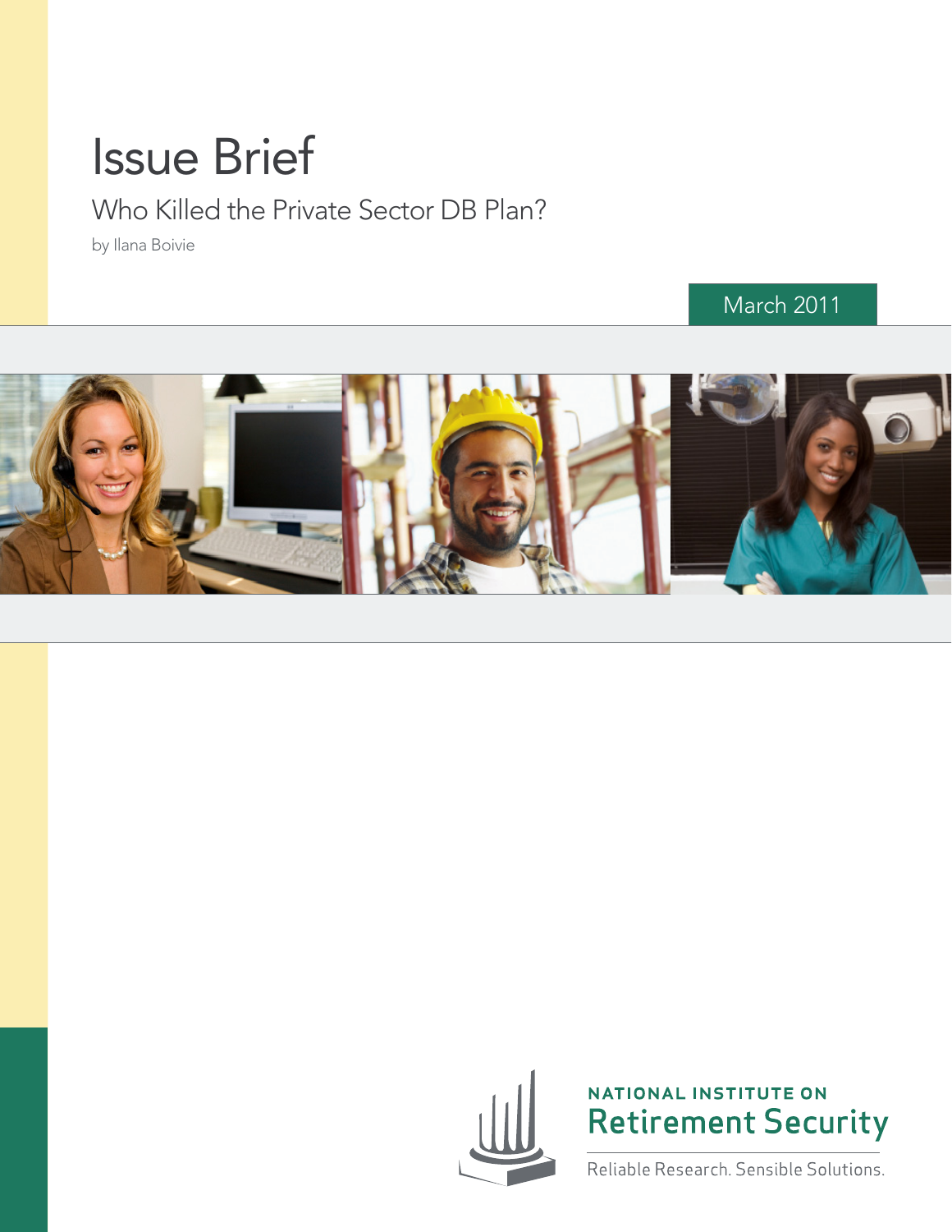# Issue Brief

## Who Killed the Private Sector DB Plan?

by Ilana Boivie

March 2011

NATIONAL INSTITUTE ON
Retirement Security

Reliable Research. Sensible Solutions.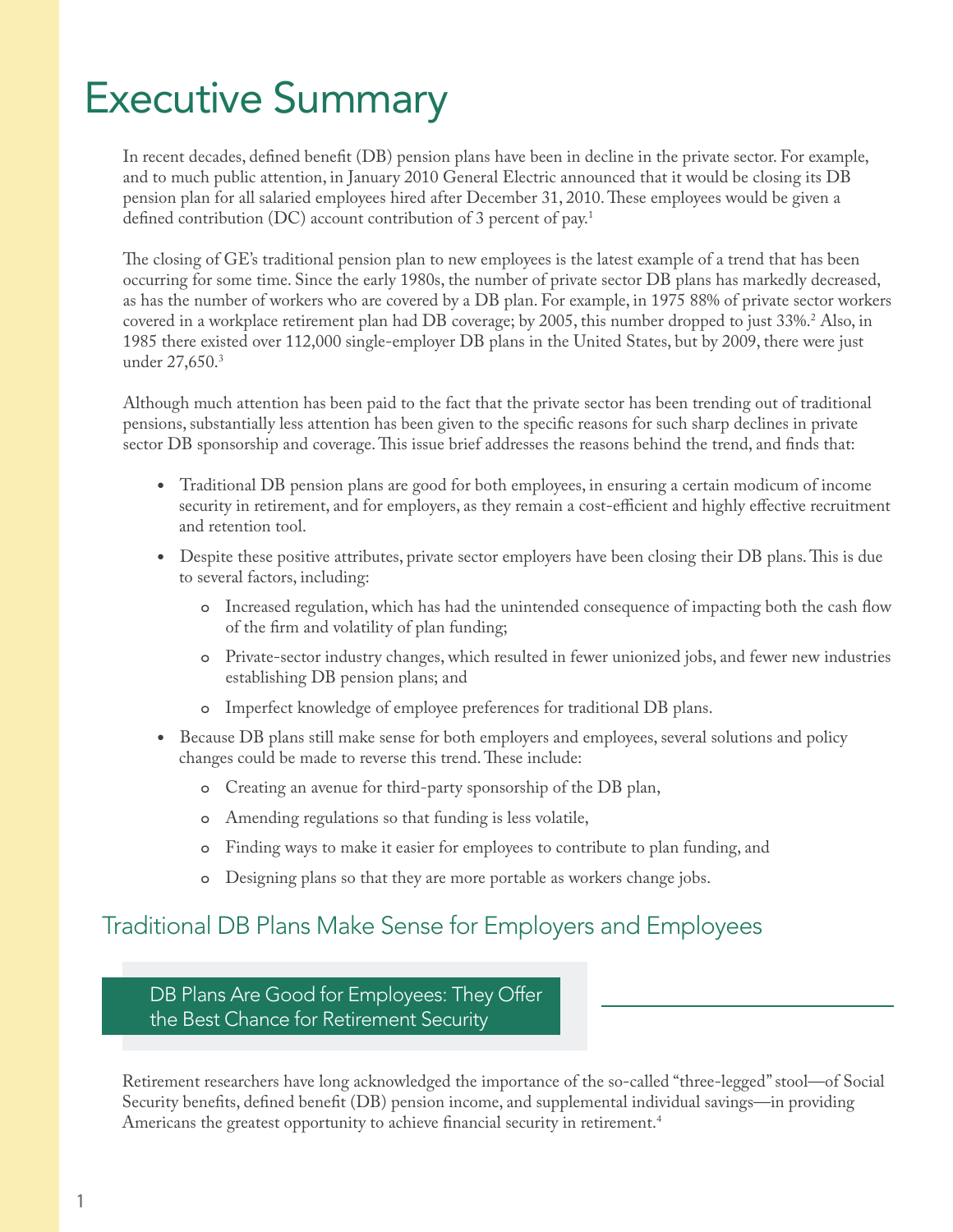# Executive Summary

In recent decades, defined benefit (DB) pension plans have been in decline in the private sector. For example, and to much public attention, in January 2010 General Electric announced that it would be closing its DB pension plan for all salaried employees hired after December 31, 2010. These employees would be given a defined contribution (DC) account contribution of 3 percent of pay.[1]

The closing of GE's traditional pension plan to new employees is the latest example of a trend that has been occurring for some time. Since the early 1980s, the number of private sector DB plans has markedly decreased, as has the number of workers who are covered by a DB plan. For example, in 1975 88% of private sector workers covered in a workplace retirement plan had DB coverage; by 2005, this number dropped to just 33%.[2] Also, in 1985 there existed over 112,000 single-employer DB plans in the United States, but by 2009, there were just under 27,650.[3]

Although much attention has been paid to the fact that the private sector has been trending out of traditional pensions, substantially less attention has been given to the specific reasons for such sharp declines in private sector DB sponsorship and coverage. This issue brief addresses the reasons behind the trend, and finds that:

- Traditional DB pension plans are good for both employees, in ensuring a certain modicum of income security in retirement, and for employers, as they remain a cost-efficient and highly effective recruitment and retention tool.
- Despite these positive attributes, private sector employers have been closing their DB plans. This is due to several factors, including:
  - Increased regulation, which has had the unintended consequence of impacting both the cash flow of the firm and volatility of plan funding;
  - Private-sector industry changes, which resulted in fewer unionized jobs, and fewer new industries establishing DB pension plans; and
  - Imperfect knowledge of employee preferences for traditional DB plans.
- Because DB plans still make sense for both employers and employees, several solutions and policy changes could be made to reverse this trend. These include:
  - Creating an avenue for third-party sponsorship of the DB plan,
  - Amending regulations so that funding is less volatile,
  - Finding ways to make it easier for employees to contribute to plan funding, and
  - Designing plans so that they are more portable as workers change jobs.

## Traditional DB Plans Make Sense for Employers and Employees

### DB Plans Are Good for Employees: They Offer the Best Chance for Retirement Security

Retirement researchers have long acknowledged the importance of the so-called "three-legged" stool—of Social Security benefits, defined benefit (DB) pension income, and supplemental individual savings—in providing Americans the greatest opportunity to achieve financial security in retirement.[4]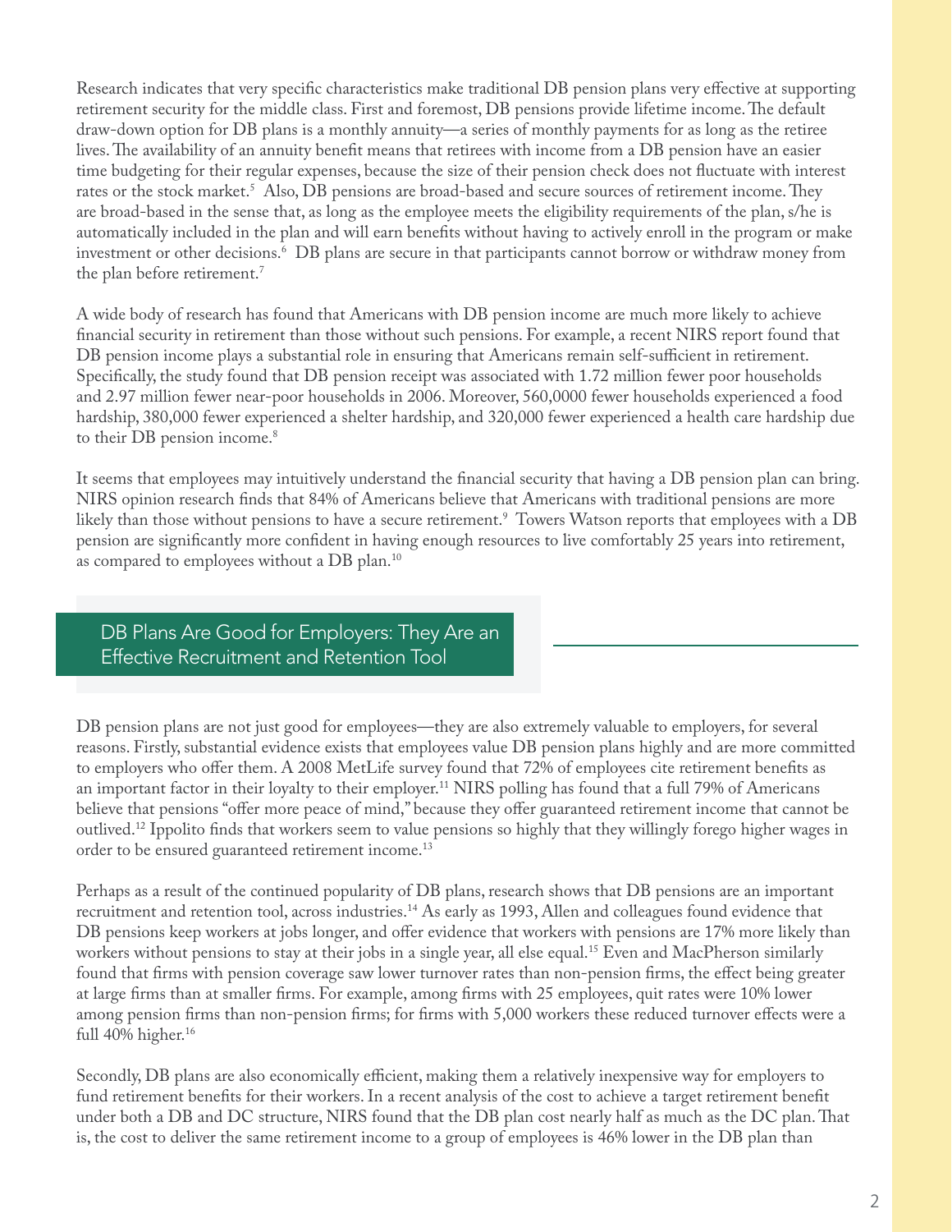Research indicates that very specific characteristics make traditional DB pension plans very effective at supporting retirement security for the middle class. First and foremost, DB pensions provide lifetime income. The default draw-down option for DB plans is a monthly annuity—a series of monthly payments for as long as the retiree lives. The availability of an annuity benefit means that retirees with income from a DB pension have an easier time budgeting for their regular expenses, because the size of their pension check does not fluctuate with interest rates or the stock market.[5] Also, DB pensions are broad-based and secure sources of retirement income. They are broad-based in the sense that, as long as the employee meets the eligibility requirements of the plan, s/he is automatically included in the plan and will earn benefits without having to actively enroll in the program or make investment or other decisions.[6] DB plans are secure in that participants cannot borrow or withdraw money from the plan before retirement.[7]

A wide body of research has found that Americans with DB pension income are much more likely to achieve financial security in retirement than those without such pensions. For example, a recent NIRS report found that DB pension income plays a substantial role in ensuring that Americans remain self-sufficient in retirement. Specifically, the study found that DB pension receipt was associated with 1.72 million fewer poor households and 2.97 million fewer near-poor households in 2006. Moreover, 560,0000 fewer households experienced a food hardship, 380,000 fewer experienced a shelter hardship, and 320,000 fewer experienced a health care hardship due to their DB pension income.[8]

It seems that employees may intuitively understand the financial security that having a DB pension plan can bring. NIRS opinion research finds that 84% of Americans believe that Americans with traditional pensions are more likely than those without pensions to have a secure retirement.[9] Towers Watson reports that employees with a DB pension are significantly more confident in having enough resources to live comfortably 25 years into retirement, as compared to employees without a DB plan.[10]

## DB Plans Are Good for Employers: They Are an Effective Recruitment and Retention Tool

DB pension plans are not just good for employees—they are also extremely valuable to employers, for several reasons. Firstly, substantial evidence exists that employees value DB pension plans highly and are more committed to employers who offer them. A 2008 MetLife survey found that 72% of employees cite retirement benefits as an important factor in their loyalty to their employer.[11] NIRS polling has found that a full 79% of Americans believe that pensions "offer more peace of mind," because they offer guaranteed retirement income that cannot be outlived.[12] Ippolito finds that workers seem to value pensions so highly that they willingly forego higher wages in order to be ensured guaranteed retirement income.[13]

Perhaps as a result of the continued popularity of DB plans, research shows that DB pensions are an important recruitment and retention tool, across industries.[14] As early as 1993, Allen and colleagues found evidence that DB pensions keep workers at jobs longer, and offer evidence that workers with pensions are 17% more likely than workers without pensions to stay at their jobs in a single year, all else equal.[15] Even and MacPherson similarly found that firms with pension coverage saw lower turnover rates than non-pension firms, the effect being greater at large firms than at smaller firms. For example, among firms with 25 employees, quit rates were 10% lower among pension firms than non-pension firms; for firms with 5,000 workers these reduced turnover effects were a full 40% higher.[16]

Secondly, DB plans are also economically efficient, making them a relatively inexpensive way for employers to fund retirement benefits for their workers. In a recent analysis of the cost to achieve a target retirement benefit under both a DB and DC structure, NIRS found that the DB plan cost nearly half as much as the DC plan. That is, the cost to deliver the same retirement income to a group of employees is 46% lower in the DB plan than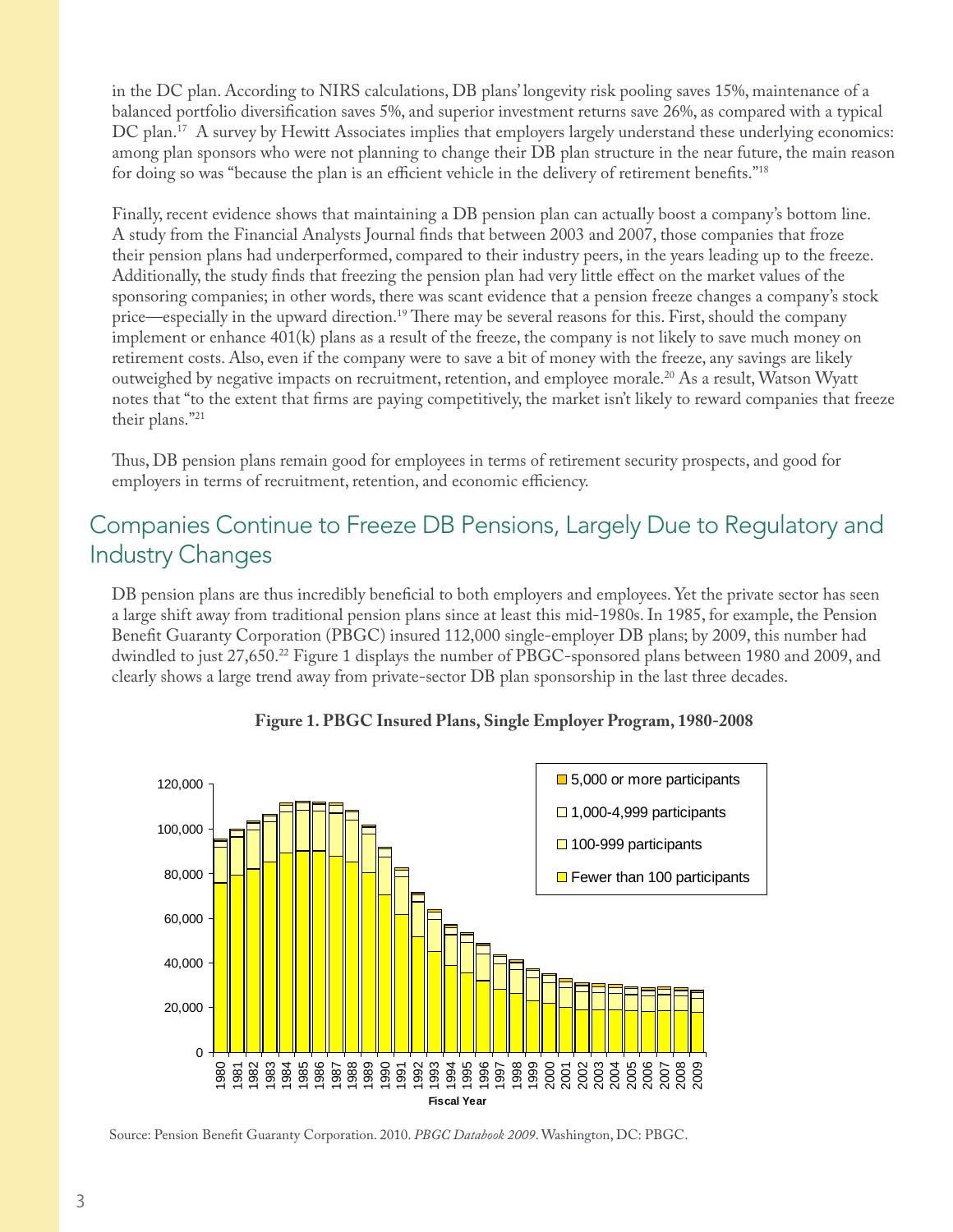in the DC plan. According to NIRS calculations, DB plans' longevity risk pooling saves 15%, maintenance of a balanced portfolio diversification saves 5%, and superior investment returns save 26%, as compared with a typical DC plan.[17] A survey by Hewitt Associates implies that employers largely understand these underlying economics: among plan sponsors who were not planning to change their DB plan structure in the near future, the main reason for doing so was "because the plan is an efficient vehicle in the delivery of retirement benefits."[18]

Finally, recent evidence shows that maintaining a DB pension plan can actually boost a company's bottom line. A study from the Financial Analysts Journal finds that between 2003 and 2007, those companies that froze their pension plans had underperformed, compared to their industry peers, in the years leading up to the freeze. Additionally, the study finds that freezing the pension plan had very little effect on the market values of the sponsoring companies; in other words, there was scant evidence that a pension freeze changes a company's stock price—especially in the upward direction.[19] There may be several reasons for this. First, should the company implement or enhance 401(k) plans as a result of the freeze, the company is not likely to save much money on retirement costs. Also, even if the company were to save a bit of money with the freeze, any savings are likely outweighed by negative impacts on recruitment, retention, and employee morale.[20] As a result, Watson Wyatt notes that "to the extent that firms are paying competitively, the market isn't likely to reward companies that freeze their plans."[21]

Thus, DB pension plans remain good for employees in terms of retirement security prospects, and good for employers in terms of recruitment, retention, and economic efficiency.

## Companies Continue to Freeze DB Pensions, Largely Due to Regulatory and Industry Changes

DB pension plans are thus incredibly beneficial to both employers and employees. Yet the private sector has seen a large shift away from traditional pension plans since at least this mid-1980s. In 1985, for example, the Pension Benefit Guaranty Corporation (PBGC) insured 112,000 single-employer DB plans; by 2009, this number had dwindled to just 27,650.[22] Figure 1 displays the number of PBGC-sponsored plans between 1980 and 2009, and clearly shows a large trend away from private-sector DB plan sponsorship in the last three decades.

**Figure 1. PBGC Insured Plans, Single Employer Program, 1980-2008**

Source: Pension Benefit Guaranty Corporation. 2010. *PBGC Databook 2009*. Washington, DC: PBGC.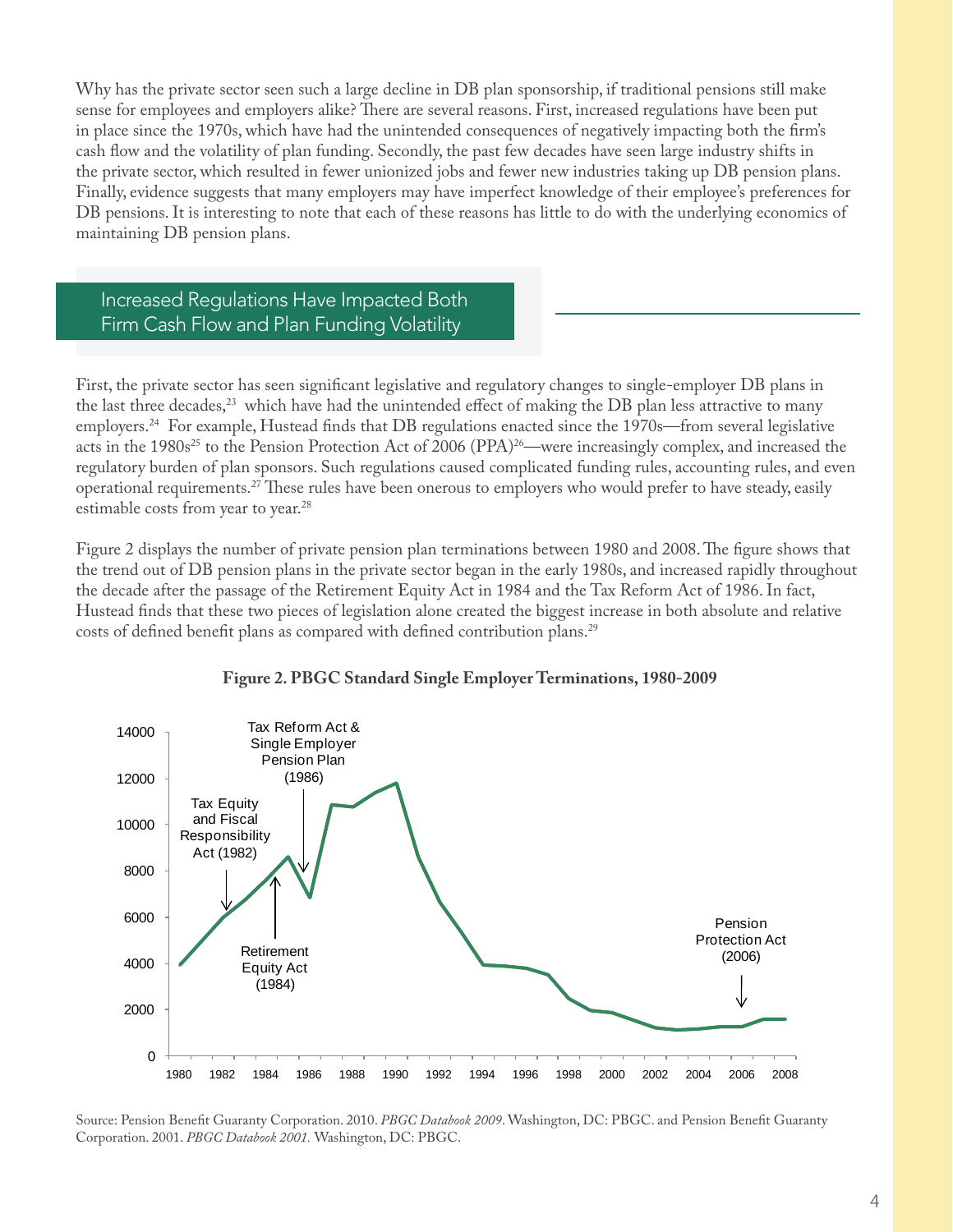Why has the private sector seen such a large decline in DB plan sponsorship, if traditional pensions still make sense for employees and employers alike? There are several reasons. First, increased regulations have been put in place since the 1970s, which have had the unintended consequences of negatively impacting both the firm's cash flow and the volatility of plan funding. Secondly, the past few decades have seen large industry shifts in the private sector, which resulted in fewer unionized jobs and fewer new industries taking up DB pension plans. Finally, evidence suggests that many employers may have imperfect knowledge of their employee's preferences for DB pensions. It is interesting to note that each of these reasons has little to do with the underlying economics of maintaining DB pension plans.

## Increased Regulations Have Impacted Both Firm Cash Flow and Plan Funding Volatility

First, the private sector has seen significant legislative and regulatory changes to single-employer DB plans in the last three decades,[23] which have had the unintended effect of making the DB plan less attractive to many employers.[24] For example, Hustead finds that DB regulations enacted since the 1970s—from several legislative acts in the 1980s[25] to the Pension Protection Act of 2006 (PPA)[26]—were increasingly complex, and increased the regulatory burden of plan sponsors. Such regulations caused complicated funding rules, accounting rules, and even operational requirements.[27] These rules have been onerous to employers who would prefer to have steady, easily estimable costs from year to year.[28]

Figure 2 displays the number of private pension plan terminations between 1980 and 2008. The figure shows that the trend out of DB pension plans in the private sector began in the early 1980s, and increased rapidly throughout the decade after the passage of the Retirement Equity Act in 1984 and the Tax Reform Act of 1986. In fact, Hustead finds that these two pieces of legislation alone created the biggest increase in both absolute and relative costs of defined benefit plans as compared with defined contribution plans.[29]

**Figure 2. PBGC Standard Single Employer Terminations, 1980-2009**

Source: Pension Benefit Guaranty Corporation. 2010. *PBGC Databook 2009*. Washington, DC: PBGC. and Pension Benefit Guaranty Corporation. 2001. *PBGC Databook 2001.* Washington, DC: PBGC.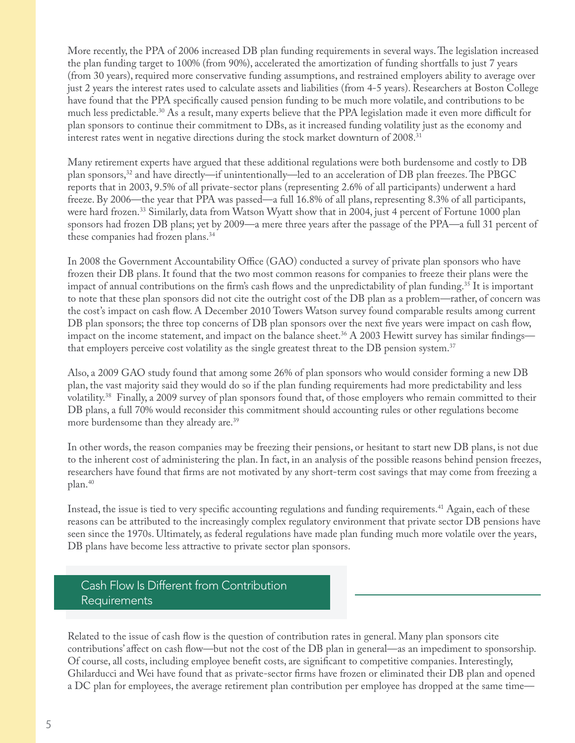More recently, the PPA of 2006 increased DB plan funding requirements in several ways. The legislation increased the plan funding target to 100% (from 90%), accelerated the amortization of funding shortfalls to just 7 years (from 30 years), required more conservative funding assumptions, and restrained employers ability to average over just 2 years the interest rates used to calculate assets and liabilities (from 4-5 years). Researchers at Boston College have found that the PPA specifically caused pension funding to be much more volatile, and contributions to be much less predictable.[30] As a result, many experts believe that the PPA legislation made it even more difficult for plan sponsors to continue their commitment to DBs, as it increased funding volatility just as the economy and interest rates went in negative directions during the stock market downturn of 2008.[31]

Many retirement experts have argued that these additional regulations were both burdensome and costly to DB plan sponsors,[32] and have directly—if unintentionally—led to an acceleration of DB plan freezes. The PBGC reports that in 2003, 9.5% of all private-sector plans (representing 2.6% of all participants) underwent a hard freeze. By 2006—the year that PPA was passed—a full 16.8% of all plans, representing 8.3% of all participants, were hard frozen.[33] Similarly, data from Watson Wyatt show that in 2004, just 4 percent of Fortune 1000 plan sponsors had frozen DB plans; yet by 2009—a mere three years after the passage of the PPA—a full 31 percent of these companies had frozen plans.[34]

In 2008 the Government Accountability Office (GAO) conducted a survey of private plan sponsors who have frozen their DB plans. It found that the two most common reasons for companies to freeze their plans were the impact of annual contributions on the firm's cash flows and the unpredictability of plan funding.[35] It is important to note that these plan sponsors did not cite the outright cost of the DB plan as a problem—rather, of concern was the cost's impact on cash flow. A December 2010 Towers Watson survey found comparable results among current DB plan sponsors; the three top concerns of DB plan sponsors over the next five years were impact on cash flow, impact on the income statement, and impact on the balance sheet.[36] A 2003 Hewitt survey has similar findings—that employers perceive cost volatility as the single greatest threat to the DB pension system.[37]

Also, a 2009 GAO study found that among some 26% of plan sponsors who would consider forming a new DB plan, the vast majority said they would do so if the plan funding requirements had more predictability and less volatility.[38] Finally, a 2009 survey of plan sponsors found that, of those employers who remain committed to their DB plans, a full 70% would reconsider this commitment should accounting rules or other regulations become more burdensome than they already are.[39]

In other words, the reason companies may be freezing their pensions, or hesitant to start new DB plans, is not due to the inherent cost of administering the plan. In fact, in an analysis of the possible reasons behind pension freezes, researchers have found that firms are not motivated by any short-term cost savings that may come from freezing a plan.[40]

Instead, the issue is tied to very specific accounting regulations and funding requirements.[41] Again, each of these reasons can be attributed to the increasingly complex regulatory environment that private sector DB pensions have seen since the 1970s. Ultimately, as federal regulations have made plan funding much more volatile over the years, DB plans have become less attractive to private sector plan sponsors.

## Cash Flow Is Different from Contribution Requirements

Related to the issue of cash flow is the question of contribution rates in general. Many plan sponsors cite contributions' affect on cash flow—but not the cost of the DB plan in general—as an impediment to sponsorship. Of course, all costs, including employee benefit costs, are significant to competitive companies. Interestingly, Ghilarducci and Wei have found that as private-sector firms have frozen or eliminated their DB plan and opened a DC plan for employees, the average retirement plan contribution per employee has dropped at the same time—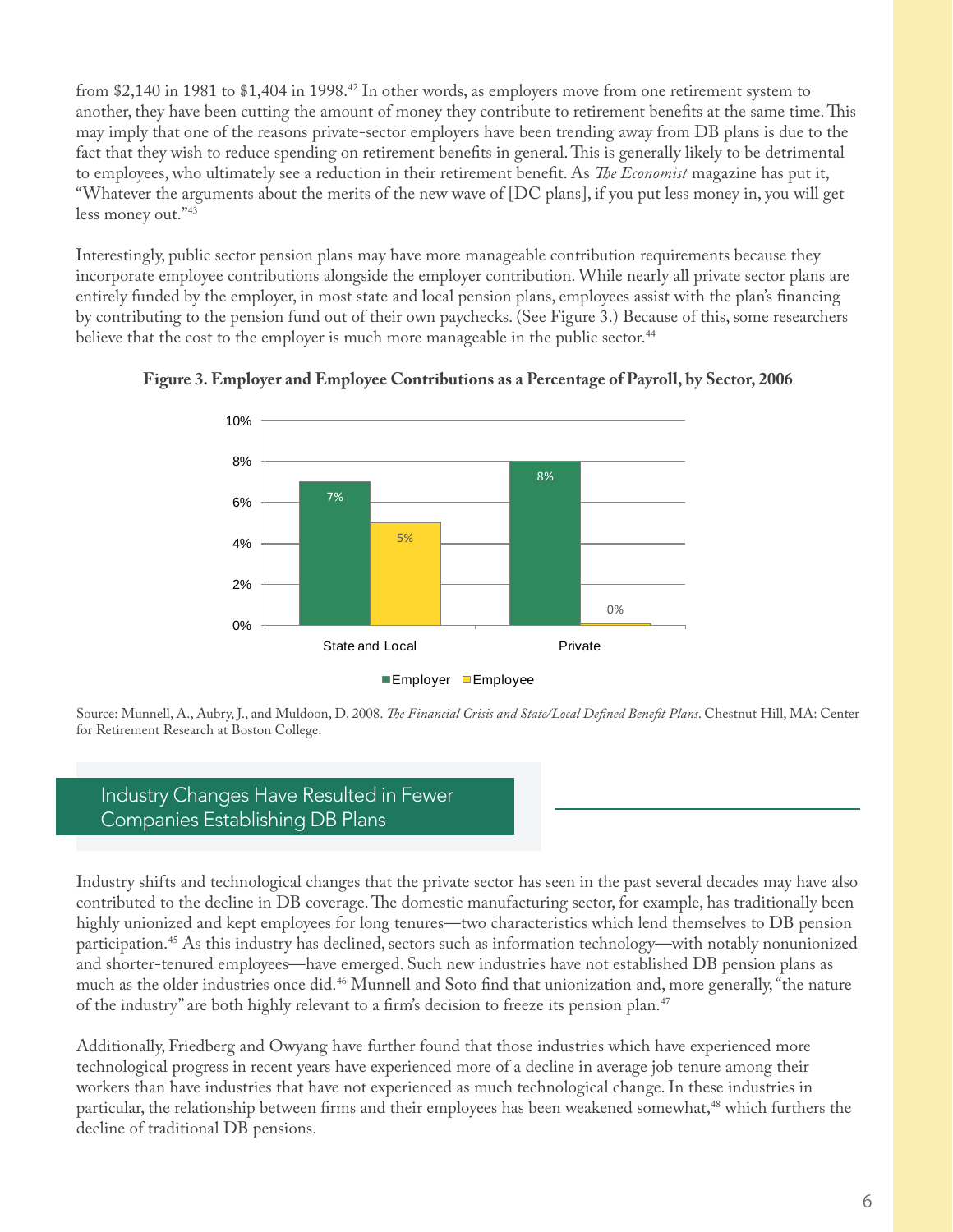from $2,140 in 1981 to $1,404 in 1998.[42] In other words, as employers move from one retirement system to another, they have been cutting the amount of money they contribute to retirement benefits at the same time. This may imply that one of the reasons private-sector employers have been trending away from DB plans is due to the fact that they wish to reduce spending on retirement benefits in general. This is generally likely to be detrimental to employees, who ultimately see a reduction in their retirement benefit. As *The Economist* magazine has put it, "Whatever the arguments about the merits of the new wave of [DC plans], if you put less money in, you will get less money out."[43]

Interestingly, public sector pension plans may have more manageable contribution requirements because they incorporate employee contributions alongside the employer contribution. While nearly all private sector plans are entirely funded by the employer, in most state and local pension plans, employees assist with the plan's financing by contributing to the pension fund out of their own paychecks. (See Figure 3.) Because of this, some researchers believe that the cost to the employer is much more manageable in the public sector.[44]

**Figure 3. Employer and Employee Contributions as a Percentage of Payroll, by Sector, 2006**

| Sector | Employer | Employee |
|---|---|---|
| State and Local | 7% | 5% |
| Private | 8% | 0% |

Source: Munnell, A., Aubry, J., and Muldoon, D. 2008. *The Financial Crisis and State/Local Defined Benefit Plans*. Chestnut Hill, MA: Center for Retirement Research at Boston College.

## Industry Changes Have Resulted in Fewer Companies Establishing DB Plans

Industry shifts and technological changes that the private sector has seen in the past several decades may have also contributed to the decline in DB coverage. The domestic manufacturing sector, for example, has traditionally been highly unionized and kept employees for long tenures—two characteristics which lend themselves to DB pension participation.[45] As this industry has declined, sectors such as information technology—with notably nonunionized and shorter-tenured employees—have emerged. Such new industries have not established DB pension plans as much as the older industries once did.[46] Munnell and Soto find that unionization and, more generally, "the nature of the industry" are both highly relevant to a firm's decision to freeze its pension plan.[47]

Additionally, Friedberg and Owyang have further found that those industries which have experienced more technological progress in recent years have experienced more of a decline in average job tenure among their workers than have industries that have not experienced as much technological change. In these industries in particular, the relationship between firms and their employees has been weakened somewhat,[48] which furthers the decline of traditional DB pensions.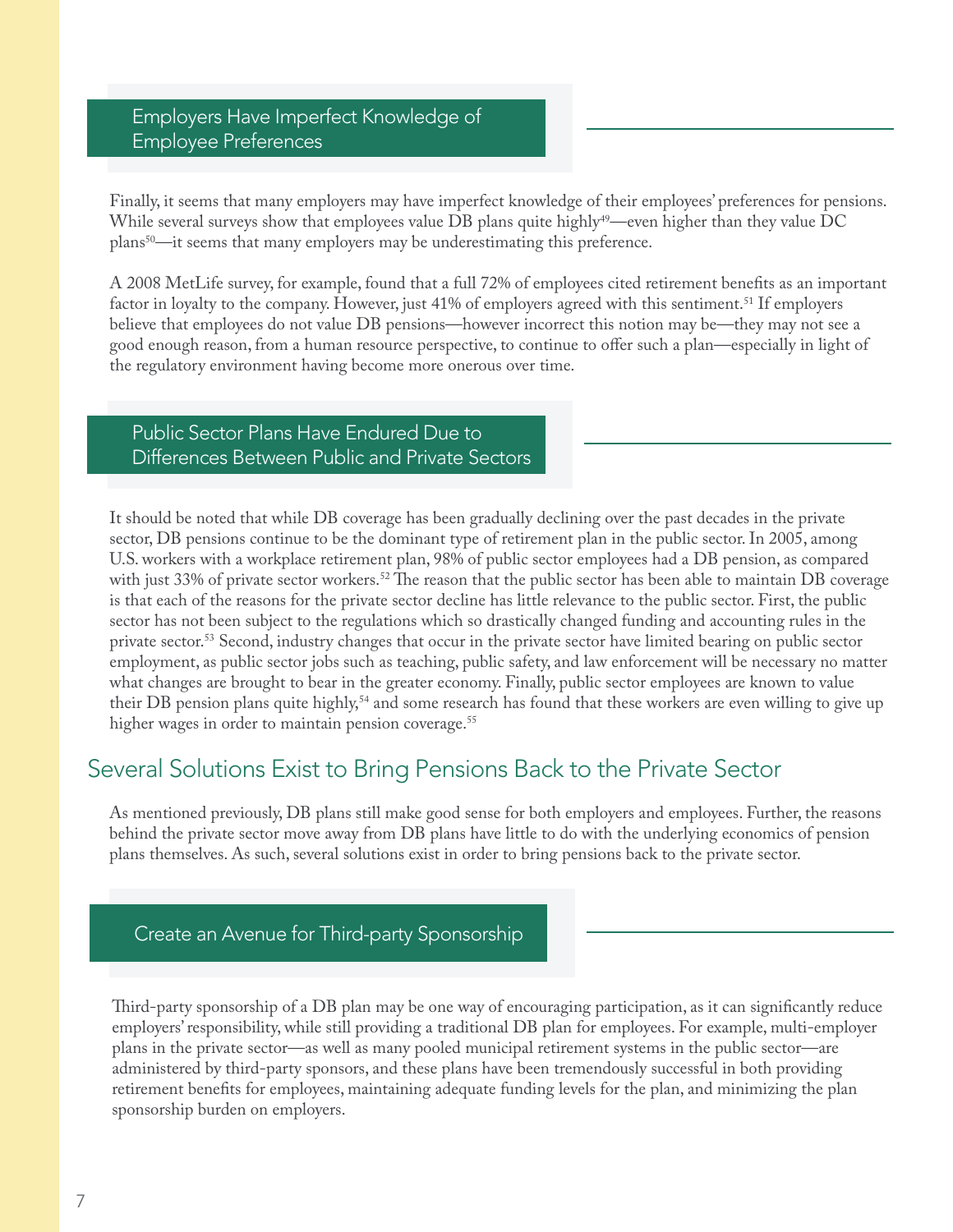### Employers Have Imperfect Knowledge of Employee Preferences

Finally, it seems that many employers may have imperfect knowledge of their employees' preferences for pensions. While several surveys show that employees value DB plans quite highly[49]—even higher than they value DC plans[50]—it seems that many employers may be underestimating this preference.

A 2008 MetLife survey, for example, found that a full 72% of employees cited retirement benefits as an important factor in loyalty to the company. However, just 41% of employers agreed with this sentiment.[51] If employers believe that employees do not value DB pensions—however incorrect this notion may be—they may not see a good enough reason, from a human resource perspective, to continue to offer such a plan—especially in light of the regulatory environment having become more onerous over time.

### Public Sector Plans Have Endured Due to Differences Between Public and Private Sectors

It should be noted that while DB coverage has been gradually declining over the past decades in the private sector, DB pensions continue to be the dominant type of retirement plan in the public sector. In 2005, among U.S. workers with a workplace retirement plan, 98% of public sector employees had a DB pension, as compared with just 33% of private sector workers.[52] The reason that the public sector has been able to maintain DB coverage is that each of the reasons for the private sector decline has little relevance to the public sector. First, the public sector has not been subject to the regulations which so drastically changed funding and accounting rules in the private sector.[53] Second, industry changes that occur in the private sector have limited bearing on public sector employment, as public sector jobs such as teaching, public safety, and law enforcement will be necessary no matter what changes are brought to bear in the greater economy. Finally, public sector employees are known to value their DB pension plans quite highly,[54] and some research has found that these workers are even willing to give up higher wages in order to maintain pension coverage.[55]

## Several Solutions Exist to Bring Pensions Back to the Private Sector

As mentioned previously, DB plans still make good sense for both employers and employees. Further, the reasons behind the private sector move away from DB plans have little to do with the underlying economics of pension plans themselves. As such, several solutions exist in order to bring pensions back to the private sector.

### Create an Avenue for Third-party Sponsorship

Third-party sponsorship of a DB plan may be one way of encouraging participation, as it can significantly reduce employers' responsibility, while still providing a traditional DB plan for employees. For example, multi-employer plans in the private sector—as well as many pooled municipal retirement systems in the public sector—are administered by third-party sponsors, and these plans have been tremendously successful in both providing retirement benefits for employees, maintaining adequate funding levels for the plan, and minimizing the plan sponsorship burden on employers.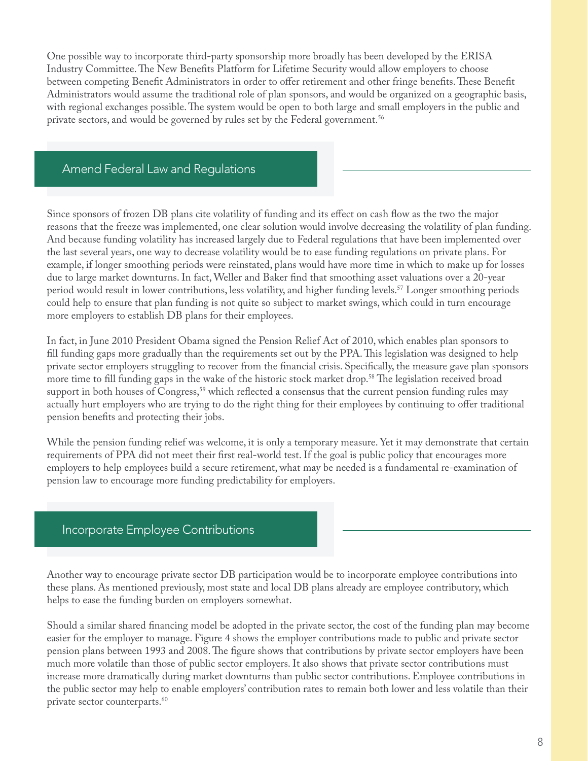One possible way to incorporate third-party sponsorship more broadly has been developed by the ERISA Industry Committee. The New Benefits Platform for Lifetime Security would allow employers to choose between competing Benefit Administrators in order to offer retirement and other fringe benefits. These Benefit Administrators would assume the traditional role of plan sponsors, and would be organized on a geographic basis, with regional exchanges possible. The system would be open to both large and small employers in the public and private sectors, and would be governed by rules set by the Federal government.[56]

## Amend Federal Law and Regulations

Since sponsors of frozen DB plans cite volatility of funding and its effect on cash flow as the two the major reasons that the freeze was implemented, one clear solution would involve decreasing the volatility of plan funding. And because funding volatility has increased largely due to Federal regulations that have been implemented over the last several years, one way to decrease volatility would be to ease funding regulations on private plans. For example, if longer smoothing periods were reinstated, plans would have more time in which to make up for losses due to large market downturns. In fact, Weller and Baker find that smoothing asset valuations over a 20-year period would result in lower contributions, less volatility, and higher funding levels.[57] Longer smoothing periods could help to ensure that plan funding is not quite so subject to market swings, which could in turn encourage more employers to establish DB plans for their employees.

In fact, in June 2010 President Obama signed the Pension Relief Act of 2010, which enables plan sponsors to fill funding gaps more gradually than the requirements set out by the PPA. This legislation was designed to help private sector employers struggling to recover from the financial crisis. Specifically, the measure gave plan sponsors more time to fill funding gaps in the wake of the historic stock market drop.[58] The legislation received broad support in both houses of Congress,[59] which reflected a consensus that the current pension funding rules may actually hurt employers who are trying to do the right thing for their employees by continuing to offer traditional pension benefits and protecting their jobs.

While the pension funding relief was welcome, it is only a temporary measure. Yet it may demonstrate that certain requirements of PPA did not meet their first real-world test. If the goal is public policy that encourages more employers to help employees build a secure retirement, what may be needed is a fundamental re-examination of pension law to encourage more funding predictability for employers.

## Incorporate Employee Contributions

Another way to encourage private sector DB participation would be to incorporate employee contributions into these plans. As mentioned previously, most state and local DB plans already are employee contributory, which helps to ease the funding burden on employers somewhat.

Should a similar shared financing model be adopted in the private sector, the cost of the funding plan may become easier for the employer to manage. Figure 4 shows the employer contributions made to public and private sector pension plans between 1993 and 2008. The figure shows that contributions by private sector employers have been much more volatile than those of public sector employers. It also shows that private sector contributions must increase more dramatically during market downturns than public sector contributions. Employee contributions in the public sector may help to enable employers' contribution rates to remain both lower and less volatile than their private sector counterparts.[60]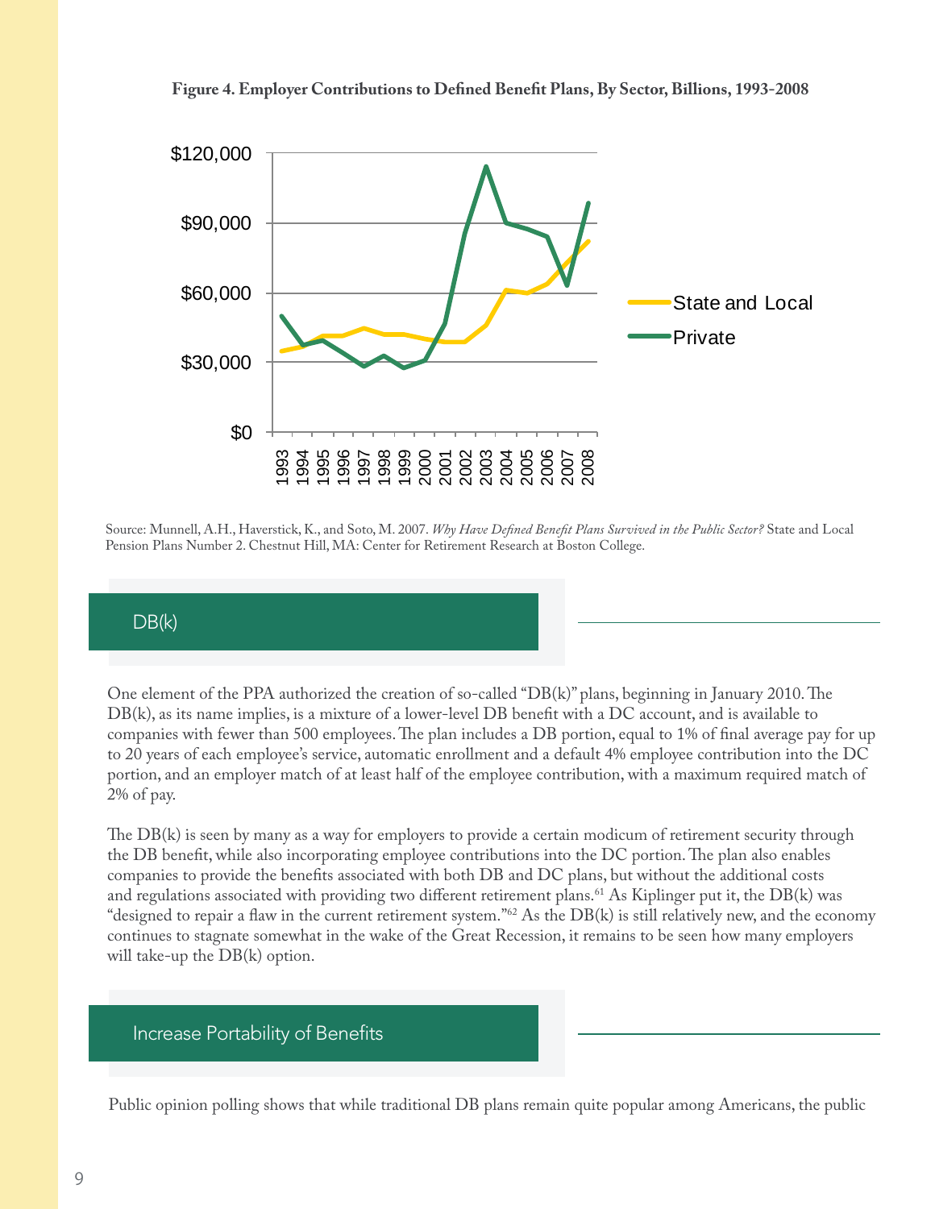**Figure 4. Employer Contributions to Defined Benefit Plans, By Sector, Billions, 1993-2008**

Source: Munnell, A.H., Haverstick, K., and Soto, M. 2007. *Why Have Defined Benefit Plans Survived in the Public Sector?* State and Local Pension Plans Number 2. Chestnut Hill, MA: Center for Retirement Research at Boston College.

## DB(k)

One element of the PPA authorized the creation of so-called "DB(k)" plans, beginning in January 2010. The DB(k), as its name implies, is a mixture of a lower-level DB benefit with a DC account, and is available to companies with fewer than 500 employees. The plan includes a DB portion, equal to 1% of final average pay for up to 20 years of each employee's service, automatic enrollment and a default 4% employee contribution into the DC portion, and an employer match of at least half of the employee contribution, with a maximum required match of 2% of pay.

The DB(k) is seen by many as a way for employers to provide a certain modicum of retirement security through the DB benefit, while also incorporating employee contributions into the DC portion. The plan also enables companies to provide the benefits associated with both DB and DC plans, but without the additional costs and regulations associated with providing two different retirement plans.[61] As Kiplinger put it, the DB(k) was "designed to repair a flaw in the current retirement system."[62] As the DB(k) is still relatively new, and the economy continues to stagnate somewhat in the wake of the Great Recession, it remains to be seen how many employers will take-up the DB(k) option.

## Increase Portability of Benefits

Public opinion polling shows that while traditional DB plans remain quite popular among Americans, the public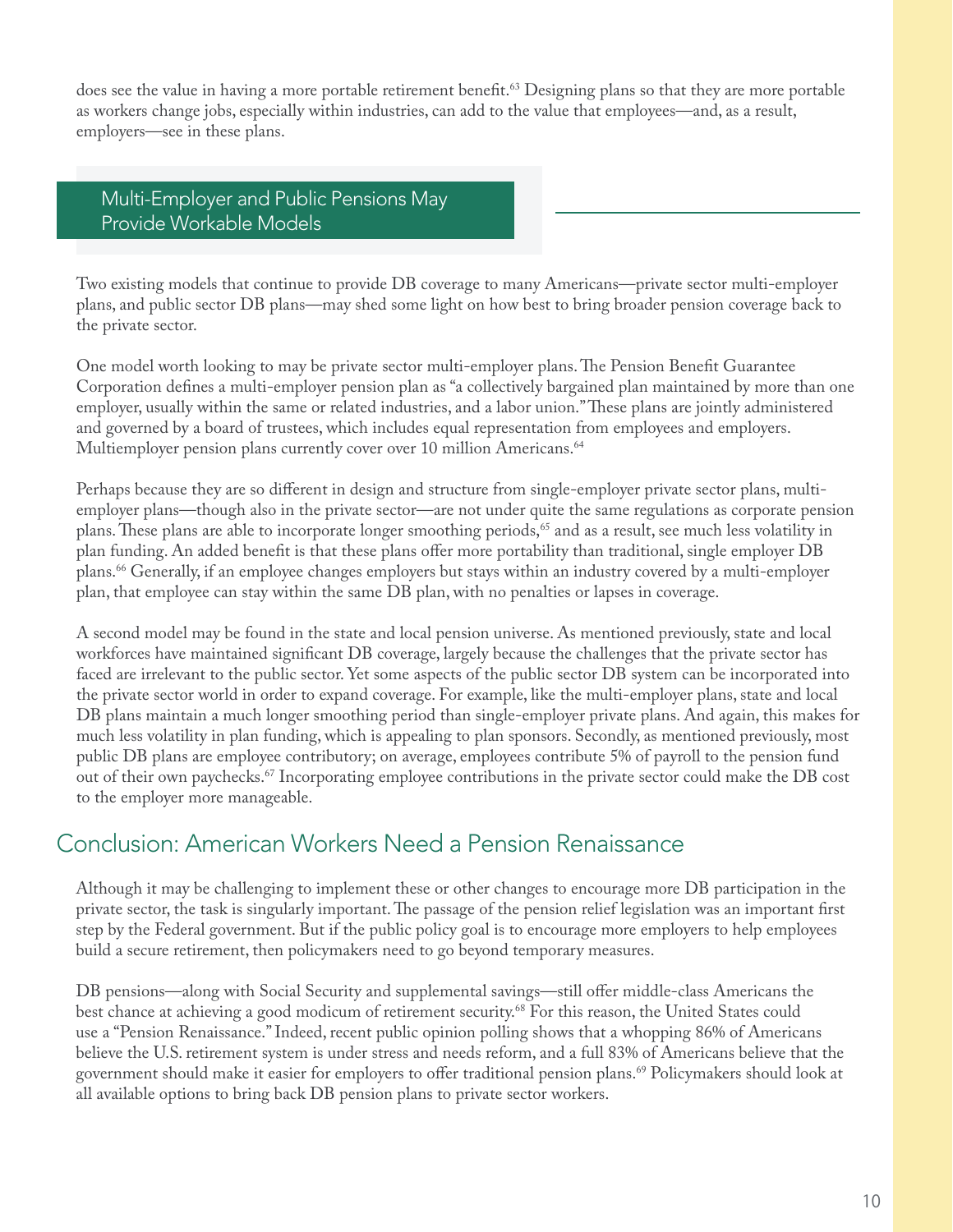does see the value in having a more portable retirement benefit.[63] Designing plans so that they are more portable as workers change jobs, especially within industries, can add to the value that employees—and, as a result, employers—see in these plans.

### Multi-Employer and Public Pensions May Provide Workable Models

Two existing models that continue to provide DB coverage to many Americans—private sector multi-employer plans, and public sector DB plans—may shed some light on how best to bring broader pension coverage back to the private sector.

One model worth looking to may be private sector multi-employer plans. The Pension Benefit Guarantee Corporation defines a multi-employer pension plan as "a collectively bargained plan maintained by more than one employer, usually within the same or related industries, and a labor union." These plans are jointly administered and governed by a board of trustees, which includes equal representation from employees and employers. Multiemployer pension plans currently cover over 10 million Americans.[64]

Perhaps because they are so different in design and structure from single-employer private sector plans, multi-employer plans—though also in the private sector—are not under quite the same regulations as corporate pension plans. These plans are able to incorporate longer smoothing periods,[65] and as a result, see much less volatility in plan funding. An added benefit is that these plans offer more portability than traditional, single employer DB plans.[66] Generally, if an employee changes employers but stays within an industry covered by a multi-employer plan, that employee can stay within the same DB plan, with no penalties or lapses in coverage.

A second model may be found in the state and local pension universe. As mentioned previously, state and local workforces have maintained significant DB coverage, largely because the challenges that the private sector has faced are irrelevant to the public sector. Yet some aspects of the public sector DB system can be incorporated into the private sector world in order to expand coverage. For example, like the multi-employer plans, state and local DB plans maintain a much longer smoothing period than single-employer private plans. And again, this makes for much less volatility in plan funding, which is appealing to plan sponsors. Secondly, as mentioned previously, most public DB plans are employee contributory; on average, employees contribute 5% of payroll to the pension fund out of their own paychecks.[67] Incorporating employee contributions in the private sector could make the DB cost to the employer more manageable.

## Conclusion: American Workers Need a Pension Renaissance

Although it may be challenging to implement these or other changes to encourage more DB participation in the private sector, the task is singularly important. The passage of the pension relief legislation was an important first step by the Federal government. But if the public policy goal is to encourage more employers to help employees build a secure retirement, then policymakers need to go beyond temporary measures.

DB pensions—along with Social Security and supplemental savings—still offer middle-class Americans the best chance at achieving a good modicum of retirement security.[68] For this reason, the United States could use a "Pension Renaissance." Indeed, recent public opinion polling shows that a whopping 86% of Americans believe the U.S. retirement system is under stress and needs reform, and a full 83% of Americans believe that the government should make it easier for employers to offer traditional pension plans.[69] Policymakers should look at all available options to bring back DB pension plans to private sector workers.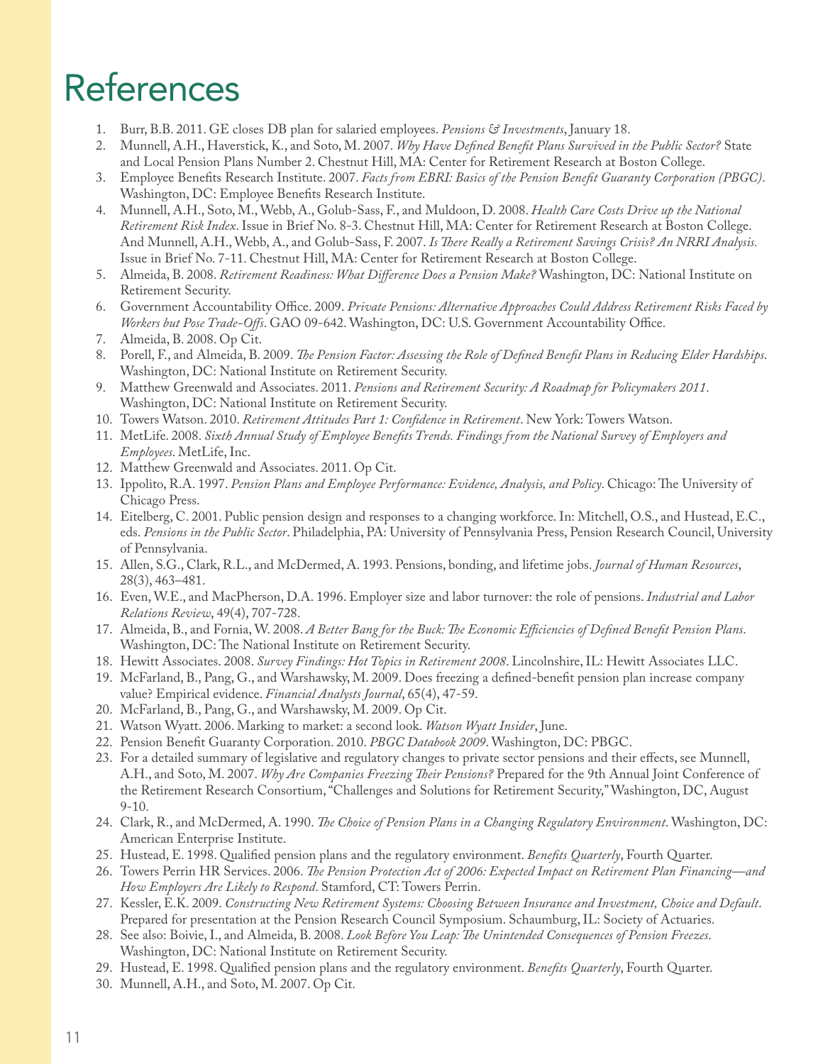# References

1. Burr, B.B. 2011. GE closes DB plan for salaried employees. *Pensions & Investments*, January 18.
2. Munnell, A.H., Haverstick, K., and Soto, M. 2007. *Why Have Defined Benefit Plans Survived in the Public Sector?* State and Local Pension Plans Number 2. Chestnut Hill, MA: Center for Retirement Research at Boston College.
3. Employee Benefits Research Institute. 2007. *Facts from EBRI: Basics of the Pension Benefit Guaranty Corporation (PBGC)*. Washington, DC: Employee Benefits Research Institute.
4. Munnell, A.H., Soto, M., Webb, A., Golub-Sass, F., and Muldoon, D. 2008. *Health Care Costs Drive up the National Retirement Risk Index*. Issue in Brief No. 8-3. Chestnut Hill, MA: Center for Retirement Research at Boston College. And Munnell, A.H., Webb, A., and Golub-Sass, F. 2007. *Is There Really a Retirement Savings Crisis? An NRRI Analysis.* Issue in Brief No. 7-11. Chestnut Hill, MA: Center for Retirement Research at Boston College.
5. Almeida, B. 2008. *Retirement Readiness: What Difference Does a Pension Make?* Washington, DC: National Institute on Retirement Security.
6. Government Accountability Office. 2009. *Private Pensions: Alternative Approaches Could Address Retirement Risks Faced by Workers but Pose Trade-Offs*. GAO 09-642. Washington, DC: U.S. Government Accountability Office.
7. Almeida, B. 2008. Op Cit.
8. Porell, F., and Almeida, B. 2009. *The Pension Factor: Assessing the Role of Defined Benefit Plans in Reducing Elder Hardships*. Washington, DC: National Institute on Retirement Security.
9. Matthew Greenwald and Associates. 2011. *Pensions and Retirement Security: A Roadmap for Policymakers 2011*. Washington, DC: National Institute on Retirement Security.
10. Towers Watson. 2010. *Retirement Attitudes Part 1: Confidence in Retirement*. New York: Towers Watson.
11. MetLife. 2008. *Sixth Annual Study of Employee Benefits Trends. Findings from the National Survey of Employers and Employees*. MetLife, Inc.
12. Matthew Greenwald and Associates. 2011. Op Cit.
13. Ippolito, R.A. 1997. *Pension Plans and Employee Performance: Evidence, Analysis, and Policy*. Chicago: The University of Chicago Press.
14. Eitelberg, C. 2001. Public pension design and responses to a changing workforce. In: Mitchell, O.S., and Hustead, E.C., eds. *Pensions in the Public Sector*. Philadelphia, PA: University of Pennsylvania Press, Pension Research Council, University of Pennsylvania.
15. Allen, S.G., Clark, R.L., and McDermed, A. 1993. Pensions, bonding, and lifetime jobs. *Journal of Human Resources*, 28(3), 463–481.
16. Even, W.E., and MacPherson, D.A. 1996. Employer size and labor turnover: the role of pensions. *Industrial and Labor Relations Review*, 49(4), 707-728.
17. Almeida, B., and Fornia, W. 2008. *A Better Bang for the Buck: The Economic Efficiencies of Defined Benefit Pension Plans*. Washington, DC: The National Institute on Retirement Security.
18. Hewitt Associates. 2008. *Survey Findings: Hot Topics in Retirement 2008*. Lincolnshire, IL: Hewitt Associates LLC.
19. McFarland, B., Pang, G., and Warshawsky, M. 2009. Does freezing a defined-benefit pension plan increase company value? Empirical evidence. *Financial Analysts Journal*, 65(4), 47-59.
20. McFarland, B., Pang, G., and Warshawsky, M. 2009. Op Cit.
21. Watson Wyatt. 2006. Marking to market: a second look. *Watson Wyatt Insider*, June.
22. Pension Benefit Guaranty Corporation. 2010. *PBGC Databook 2009*. Washington, DC: PBGC.
23. For a detailed summary of legislative and regulatory changes to private sector pensions and their effects, see Munnell, A.H., and Soto, M. 2007. *Why Are Companies Freezing Their Pensions?* Prepared for the 9th Annual Joint Conference of the Retirement Research Consortium, "Challenges and Solutions for Retirement Security," Washington, DC, August 9-10.
24. Clark, R., and McDermed, A. 1990. *The Choice of Pension Plans in a Changing Regulatory Environment*. Washington, DC: American Enterprise Institute.
25. Hustead, E. 1998. Qualified pension plans and the regulatory environment. *Benefits Quarterly*, Fourth Quarter.
26. Towers Perrin HR Services. 2006. *The Pension Protection Act of 2006: Expected Impact on Retirement Plan Financing—and How Employers Are Likely to Respond*. Stamford, CT: Towers Perrin.
27. Kessler, E.K. 2009. *Constructing New Retirement Systems: Choosing Between Insurance and Investment, Choice and Default*. Prepared for presentation at the Pension Research Council Symposium. Schaumburg, IL: Society of Actuaries.
28. See also: Boivie, I., and Almeida, B. 2008. *Look Before You Leap: The Unintended Consequences of Pension Freezes*. Washington, DC: National Institute on Retirement Security.
29. Hustead, E. 1998. Qualified pension plans and the regulatory environment. *Benefits Quarterly*, Fourth Quarter.
30. Munnell, A.H., and Soto, M. 2007. Op Cit.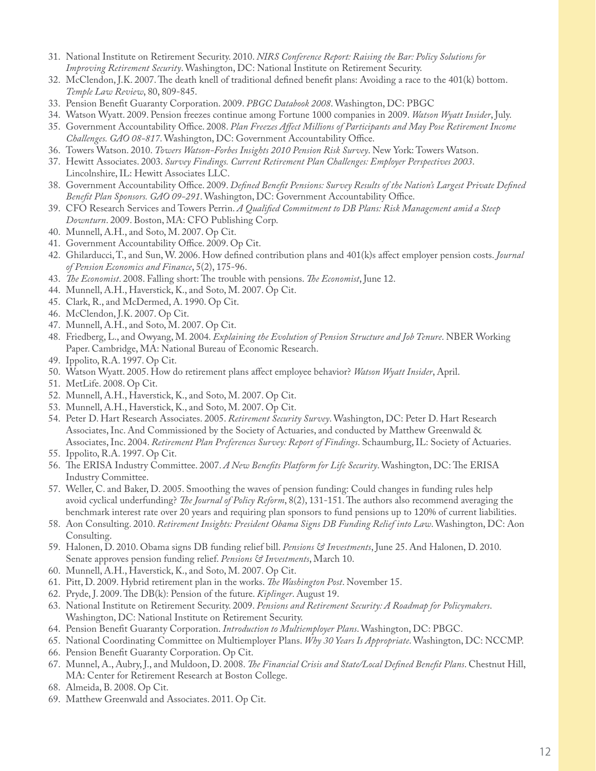31. National Institute on Retirement Security. 2010. *NIRS Conference Report: Raising the Bar: Policy Solutions for Improving Retirement Security*. Washington, DC: National Institute on Retirement Security.
32. McClendon, J.K. 2007. The death knell of traditional defined benefit plans: Avoiding a race to the 401(k) bottom. *Temple Law Review*, 80, 809-845.
33. Pension Benefit Guaranty Corporation. 2009. *PBGC Databook 2008*. Washington, DC: PBGC
34. Watson Wyatt. 2009. Pension freezes continue among Fortune 1000 companies in 2009. *Watson Wyatt Insider*, July.
35. Government Accountability Office. 2008. *Plan Freezes Affect Millions of Participants and May Pose Retirement Income Challenges. GAO 08-817*. Washington, DC: Government Accountability Office.
36. Towers Watson. 2010. *Towers Watson-Forbes Insights 2010 Pension Risk Survey*. New York: Towers Watson.
37. Hewitt Associates. 2003. *Survey Findings. Current Retirement Plan Challenges: Employer Perspectives 2003*. Lincolnshire, IL: Hewitt Associates LLC.
38. Government Accountability Office. 2009. *Defined Benefit Pensions: Survey Results of the Nation's Largest Private Defined Benefit Plan Sponsors. GAO 09-291*. Washington, DC: Government Accountability Office.
39. CFO Research Services and Towers Perrin. *A Qualified Commitment to DB Plans: Risk Management amid a Steep Downturn*. 2009. Boston, MA: CFO Publishing Corp.
40. Munnell, A.H., and Soto, M. 2007. Op Cit.
41. Government Accountability Office. 2009. Op Cit.
42. Ghilarducci, T., and Sun, W. 2006. How defined contribution plans and 401(k)s affect employer pension costs. *Journal of Pension Economics and Finance*, 5(2), 175-96.
43. *The Economist*. 2008. Falling short: The trouble with pensions. *The Economist*, June 12.
44. Munnell, A.H., Haverstick, K., and Soto, M. 2007. Op Cit.
45. Clark, R., and McDermed, A. 1990. Op Cit.
46. McClendon, J.K. 2007. Op Cit.
47. Munnell, A.H., and Soto, M. 2007. Op Cit.
48. Friedberg, L., and Owyang, M. 2004. *Explaining the Evolution of Pension Structure and Job Tenure*. NBER Working Paper. Cambridge, MA: National Bureau of Economic Research.
49. Ippolito, R.A. 1997. Op Cit.
50. Watson Wyatt. 2005. How do retirement plans affect employee behavior? *Watson Wyatt Insider*, April.
51. MetLife. 2008. Op Cit.
52. Munnell, A.H., Haverstick, K., and Soto, M. 2007. Op Cit.
53. Munnell, A.H., Haverstick, K., and Soto, M. 2007. Op Cit.
54. Peter D. Hart Research Associates. 2005. *Retirement Security Survey*. Washington, DC: Peter D. Hart Research Associates, Inc. And Commissioned by the Society of Actuaries, and conducted by Matthew Greenwald & Associates, Inc. 2004. *Retirement Plan Preferences Survey: Report of Findings*. Schaumburg, IL: Society of Actuaries.
55. Ippolito, R.A. 1997. Op Cit.
56. The ERISA Industry Committee. 2007. *A New Benefits Platform for Life Security*. Washington, DC: The ERISA Industry Committee.
57. Weller, C. and Baker, D. 2005. Smoothing the waves of pension funding: Could changes in funding rules help avoid cyclical underfunding? *The Journal of Policy Reform*, 8(2), 131-151. The authors also recommend averaging the benchmark interest rate over 20 years and requiring plan sponsors to fund pensions up to 120% of current liabilities.
58. Aon Consulting. 2010. *Retirement Insights: President Obama Signs DB Funding Relief into Law*. Washington, DC: Aon Consulting.
59. Halonen, D. 2010. Obama signs DB funding relief bill. *Pensions & Investments*, June 25. And Halonen, D. 2010. Senate approves pension funding relief. *Pensions & Investments*, March 10.
60. Munnell, A.H., Haverstick, K., and Soto, M. 2007. Op Cit.
61. Pitt, D. 2009. Hybrid retirement plan in the works. *The Washington Post*. November 15.
62. Pryde, J. 2009. The DB(k): Pension of the future. *Kiplinger*. August 19.
63. National Institute on Retirement Security. 2009. *Pensions and Retirement Security: A Roadmap for Policymakers*. Washington, DC: National Institute on Retirement Security.
64. Pension Benefit Guaranty Corporation. *Introduction to Multiemployer Plans*. Washington, DC: PBGC.
65. National Coordinating Committee on Multiemployer Plans. *Why 30 Years Is Appropriate*. Washington, DC: NCCMP.
66. Pension Benefit Guaranty Corporation. Op Cit.
67. Munnel, A., Aubry, J., and Muldoon, D. 2008. *The Financial Crisis and State/Local Defined Benefit Plans*. Chestnut Hill, MA: Center for Retirement Research at Boston College.
68. Almeida, B. 2008. Op Cit.
69. Matthew Greenwald and Associates. 2011. Op Cit.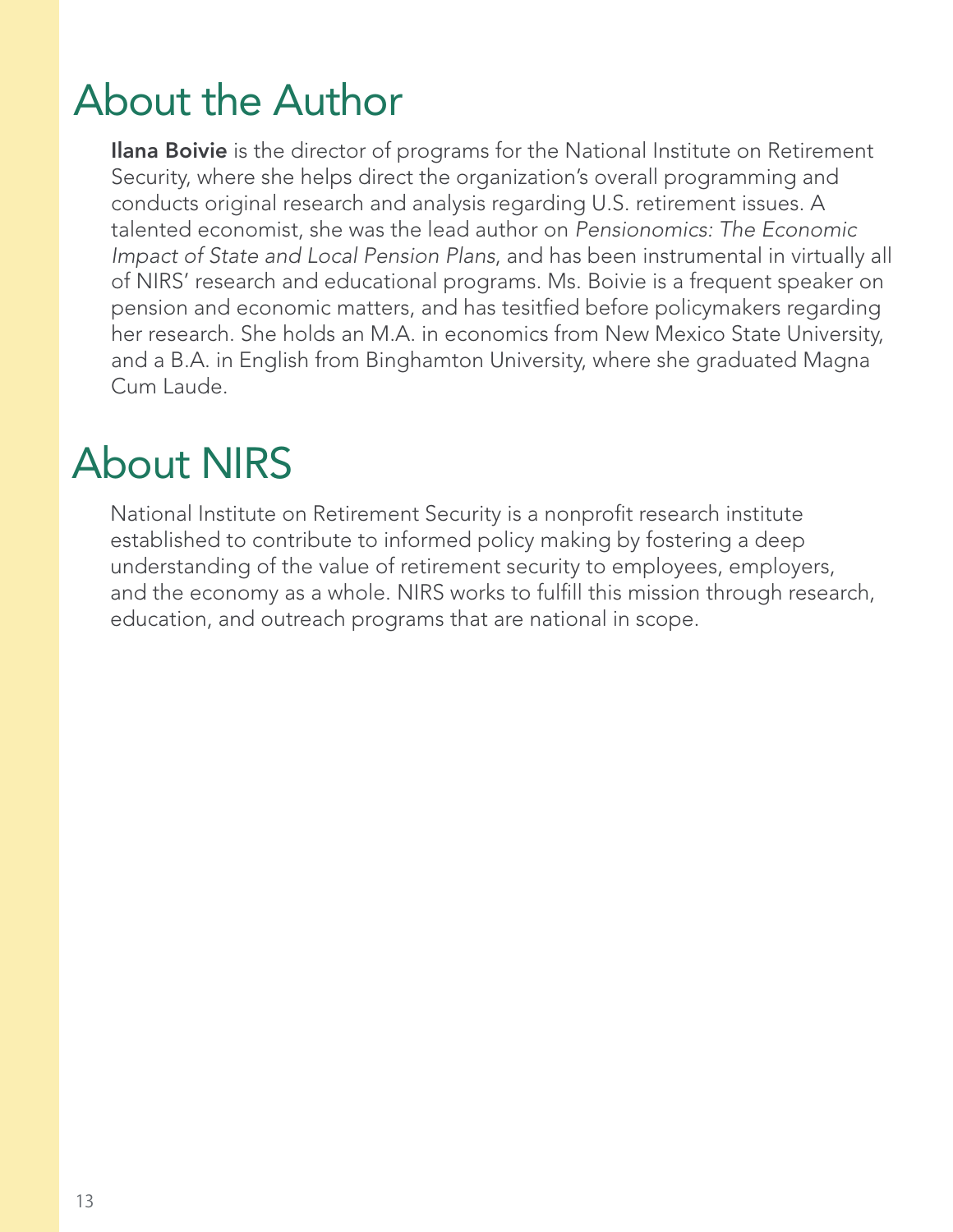# About the Author

**Ilana Boivie** is the director of programs for the National Institute on Retirement Security, where she helps direct the organization's overall programming and conducts original research and analysis regarding U.S. retirement issues. A talented economist, she was the lead author on *Pensionomics: The Economic Impact of State and Local Pension Plans*, and has been instrumental in virtually all of NIRS' research and educational programs. Ms. Boivie is a frequent speaker on pension and economic matters, and has tesitfied before policymakers regarding her research. She holds an M.A. in economics from New Mexico State University, and a B.A. in English from Binghamton University, where she graduated Magna Cum Laude.

# About NIRS

National Institute on Retirement Security is a nonprofit research institute established to contribute to informed policy making by fostering a deep understanding of the value of retirement security to employees, employers, and the economy as a whole. NIRS works to fulfill this mission through research, education, and outreach programs that are national in scope.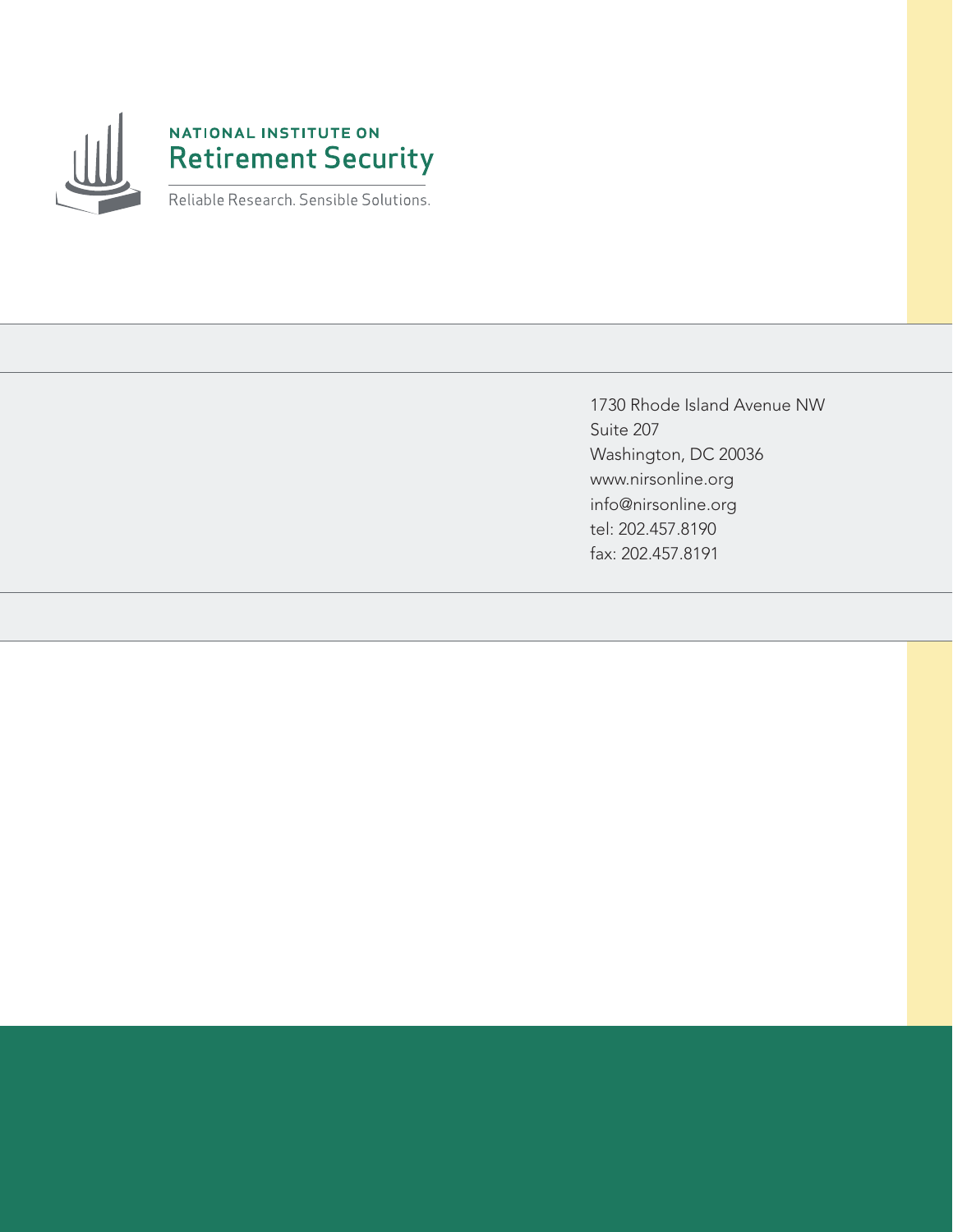NATIONAL INSTITUTE ON

Retirement Security

Reliable Research. Sensible Solutions.

1730 Rhode Island Avenue NW
Suite 207
Washington, DC 20036
www.nirsonline.org
info@nirsonline.org
tel: 202.457.8190
fax: 202.457.8191